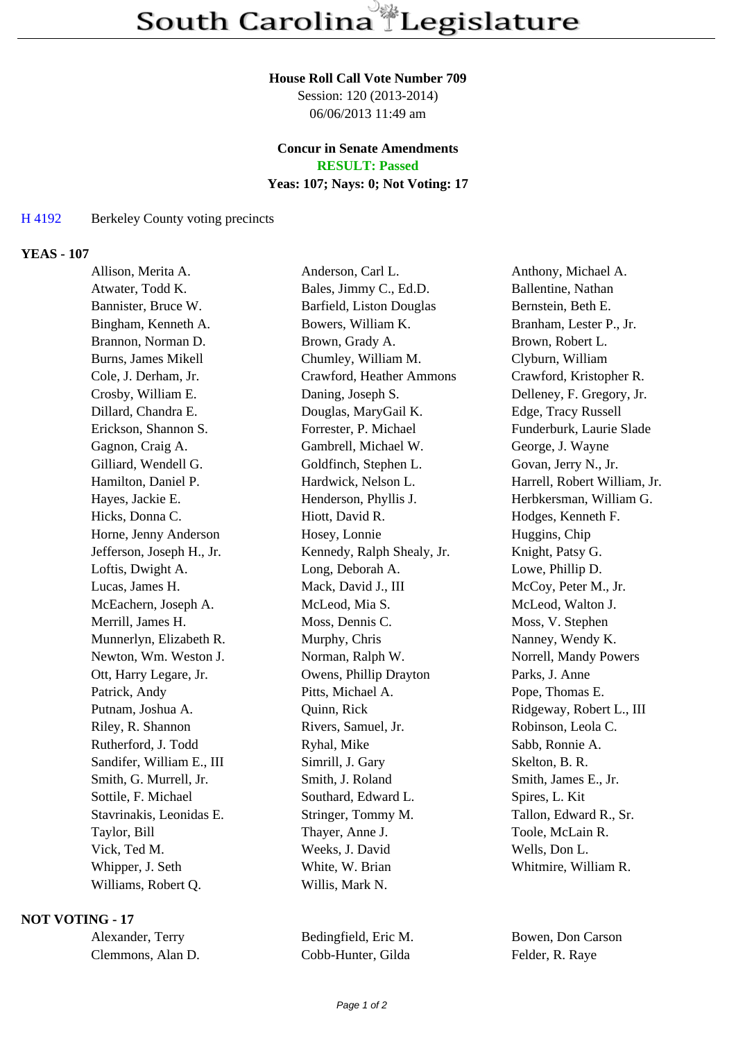# South Carolina Legislature

**House Roll Call Vote Number 709**
Session: 120 (2013-2014)
06/06/2013 11:49 am

**Concur in Senate Amendments**
**RESULT: Passed**
**Yeas: 107; Nays: 0; Not Voting: 17**

H 4192 Berkeley County voting precincts

## YEAS - 107

| | | |
|---|---|---|
| Allison, Merita A. | Anderson, Carl L. | Anthony, Michael A. |
| Atwater, Todd K. | Bales, Jimmy C., Ed.D. | Ballentine, Nathan |
| Bannister, Bruce W. | Barfield, Liston Douglas | Bernstein, Beth E. |
| Bingham, Kenneth A. | Bowers, William K. | Branham, Lester P., Jr. |
| Brannon, Norman D. | Brown, Grady A. | Brown, Robert L. |
| Burns, James Mikell | Chumley, William M. | Clyburn, William |
| Cole, J. Derham, Jr. | Crawford, Heather Ammons | Crawford, Kristopher R. |
| Crosby, William E. | Daning, Joseph S. | Delleney, F. Gregory, Jr. |
| Dillard, Chandra E. | Douglas, MaryGail K. | Edge, Tracy Russell |
| Erickson, Shannon S. | Forrester, P. Michael | Funderburk, Laurie Slade |
| Gagnon, Craig A. | Gambrell, Michael W. | George, J. Wayne |
| Gilliard, Wendell G. | Goldfinch, Stephen L. | Govan, Jerry N., Jr. |
| Hamilton, Daniel P. | Hardwick, Nelson L. | Harrell, Robert William, Jr. |
| Hayes, Jackie E. | Henderson, Phyllis J. | Herbkersman, William G. |
| Hicks, Donna C. | Hiott, David R. | Hodges, Kenneth F. |
| Horne, Jenny Anderson | Hosey, Lonnie | Huggins, Chip |
| Jefferson, Joseph H., Jr. | Kennedy, Ralph Shealy, Jr. | Knight, Patsy G. |
| Loftis, Dwight A. | Long, Deborah A. | Lowe, Phillip D. |
| Lucas, James H. | Mack, David J., III | McCoy, Peter M., Jr. |
| McEachern, Joseph A. | McLeod, Mia S. | McLeod, Walton J. |
| Merrill, James H. | Moss, Dennis C. | Moss, V. Stephen |
| Munnerlyn, Elizabeth R. | Murphy, Chris | Nanney, Wendy K. |
| Newton, Wm. Weston J. | Norman, Ralph W. | Norrell, Mandy Powers |
| Ott, Harry Legare, Jr. | Owens, Phillip Drayton | Parks, J. Anne |
| Patrick, Andy | Pitts, Michael A. | Pope, Thomas E. |
| Putnam, Joshua A. | Quinn, Rick | Ridgeway, Robert L., III |
| Riley, R. Shannon | Rivers, Samuel, Jr. | Robinson, Leola C. |
| Rutherford, J. Todd | Ryhal, Mike | Sabb, Ronnie A. |
| Sandifer, William E., III | Simrill, J. Gary | Skelton, B. R. |
| Smith, G. Murrell, Jr. | Smith, J. Roland | Smith, James E., Jr. |
| Sottile, F. Michael | Southard, Edward L. | Spires, L. Kit |
| Stavrinakis, Leonidas E. | Stringer, Tommy M. | Tallon, Edward R., Sr. |
| Taylor, Bill | Thayer, Anne J. | Toole, McLain R. |
| Vick, Ted M. | Weeks, J. David | Wells, Don L. |
| Whipper, J. Seth | White, W. Brian | Whitmire, William R. |
| Williams, Robert Q. | Willis, Mark N. | |

## NOT VOTING - 17

| | | |
|---|---|---|
| Alexander, Terry | Bedingfield, Eric M. | Bowen, Don Carson |
| Clemmons, Alan D. | Cobb-Hunter, Gilda | Felder, R. Raye |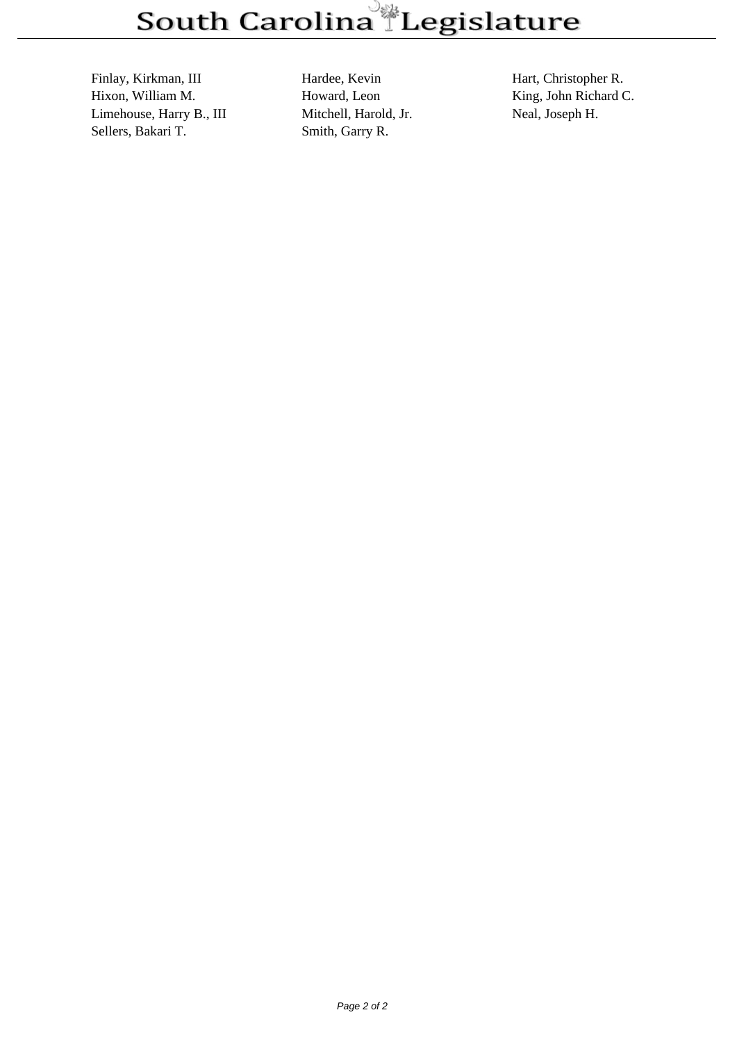Finlay, Kirkman, III
Hardee, Kevin
Hart, Christopher R.
Hixon, William M.
Howard, Leon
King, John Richard C.
Limehouse, Harry B., III
Mitchell, Harold, Jr.
Neal, Joseph H.
Sellers, Bakari T.
Smith, Garry R.